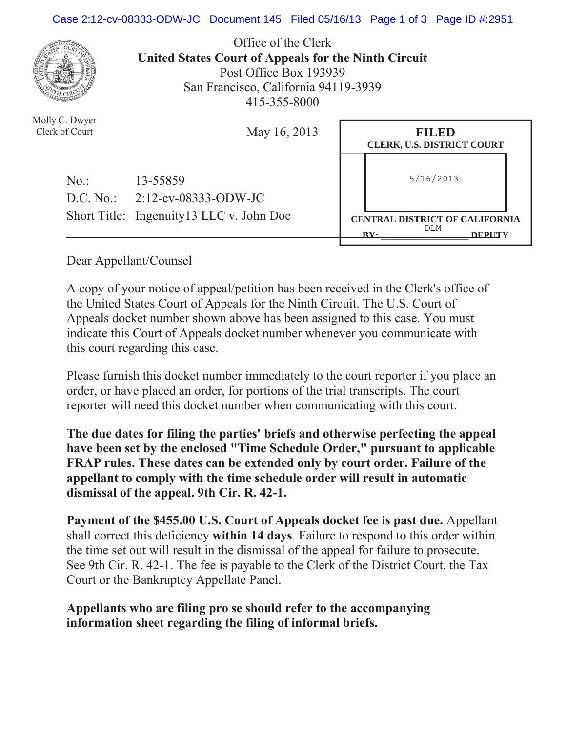Office of the Clerk
**United States Court of Appeals for the Ninth Circuit**
Post Office Box 193939
San Francisco, California 94119-3939
415-355-8000

Molly C. Dwyer
Clerk of Court

May 16, 2013

**FILED**
**CLERK, U.S. DISTRICT COURT**
5/16/2013
**CENTRAL DISTRICT OF CALIFORNIA**
**BY:** DLM **DEPUTY**

No.: 13-55859
D.C. No.: 2:12-cv-08333-ODW-JC
Short Title: Ingenuity13 LLC v. John Doe

Dear Appellant/Counsel

A copy of your notice of appeal/petition has been received in the Clerk's office of the United States Court of Appeals for the Ninth Circuit. The U.S. Court of Appeals docket number shown above has been assigned to this case. You must indicate this Court of Appeals docket number whenever you communicate with this court regarding this case.

Please furnish this docket number immediately to the court reporter if you place an order, or have placed an order, for portions of the trial transcripts. The court reporter will need this docket number when communicating with this court.

**The due dates for filing the parties' briefs and otherwise perfecting the appeal have been set by the enclosed "Time Schedule Order," pursuant to applicable FRAP rules. These dates can be extended only by court order. Failure of the appellant to comply with the time schedule order will result in automatic dismissal of the appeal. 9th Cir. R. 42-1.**

**Payment of the $455.00 U.S. Court of Appeals docket fee is past due.** Appellant shall correct this deficiency **within 14 days**. Failure to respond to this order within the time set out will result in the dismissal of the appeal for failure to prosecute. See 9th Cir. R. 42-1. The fee is payable to the Clerk of the District Court, the Tax Court or the Bankruptcy Appellate Panel.

**Appellants who are filing pro se should refer to the accompanying information sheet regarding the filing of informal briefs.**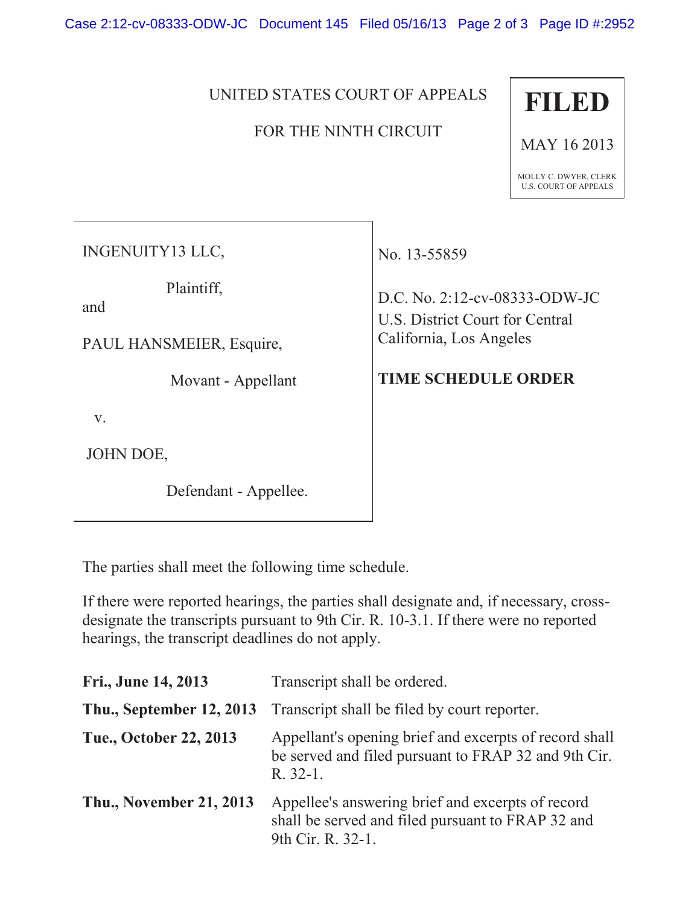UNITED STATES COURT OF APPEALS

FOR THE NINTH CIRCUIT

**FILED**

MAY 16 2013

MOLLY C. DWYER, CLERK
U.S. COURT OF APPEALS

INGENUITY13 LLC,

Plaintiff,

and

PAUL HANSMEIER, Esquire,

Movant - Appellant

v.

JOHN DOE,

Defendant - Appellee.

No. 13-55859

D.C. No. 2:12-cv-08333-ODW-JC
U.S. District Court for Central California, Los Angeles

**TIME SCHEDULE ORDER**

The parties shall meet the following time schedule.

If there were reported hearings, the parties shall designate and, if necessary, cross-designate the transcripts pursuant to 9th Cir. R. 10-3.1. If there were no reported hearings, the transcript deadlines do not apply.

| | |
|---|---|
| **Fri., June 14, 2013** | Transcript shall be ordered. |
| **Thu., September 12, 2013** | Transcript shall be filed by court reporter. |
| **Tue., October 22, 2013** | Appellant's opening brief and excerpts of record shall be served and filed pursuant to FRAP 32 and 9th Cir. R. 32-1. |
| **Thu., November 21, 2013** | Appellee's answering brief and excerpts of record shall be served and filed pursuant to FRAP 32 and 9th Cir. R. 32-1. |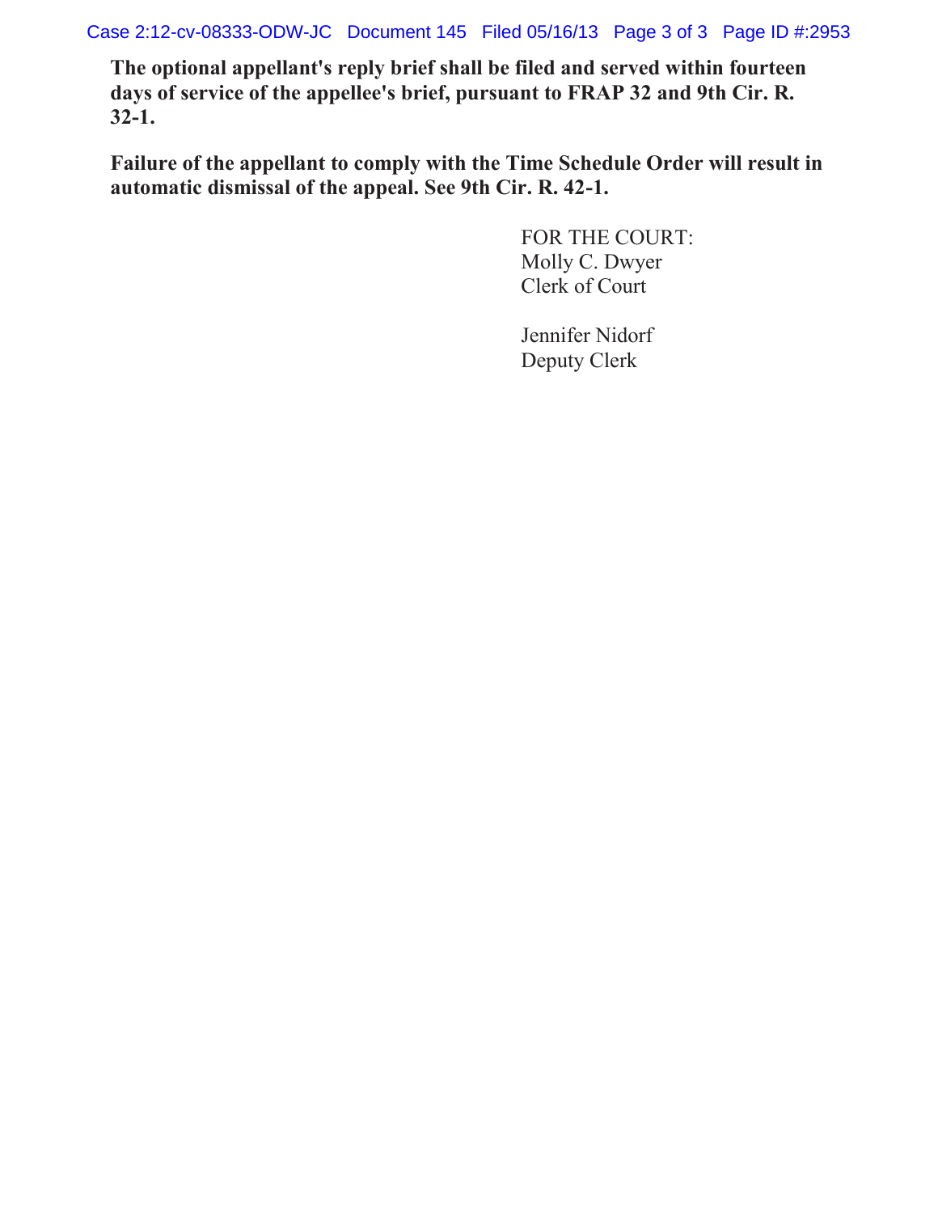**The optional appellant's reply brief shall be filed and served within fourteen days of service of the appellee's brief, pursuant to FRAP 32 and 9th Cir. R. 32-1.**

**Failure of the appellant to comply with the Time Schedule Order will result in automatic dismissal of the appeal. See 9th Cir. R. 42-1.**

FOR THE COURT:
Molly C. Dwyer
Clerk of Court

Jennifer Nidorf
Deputy Clerk